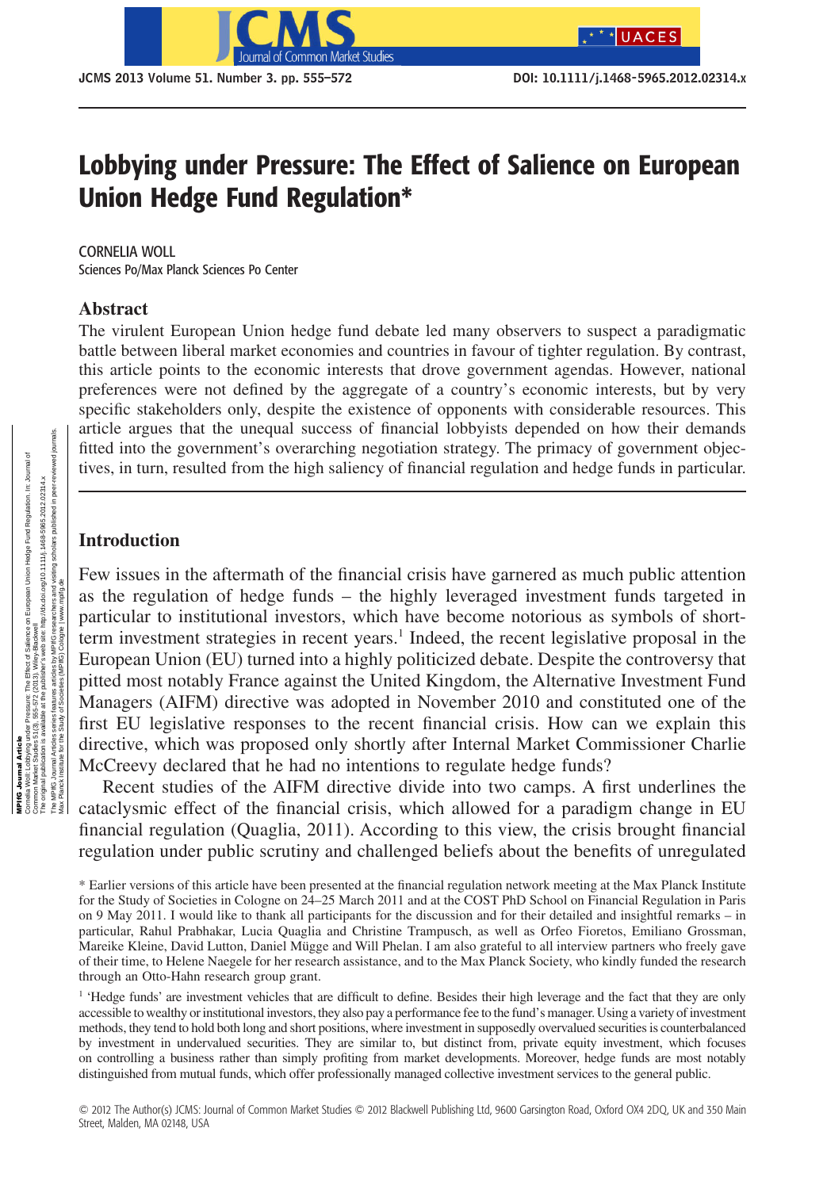# Lobbying under Pressure: The Effect of Salience on European Union Hedge Fund Regulation*

CORNELIA WOLL
Sciences Po/Max Planck Sciences Po Center

## Abstract

The virulent European Union hedge fund debate led many observers to suspect a paradigmatic battle between liberal market economies and countries in favour of tighter regulation. By contrast, this article points to the economic interests that drove government agendas. However, national preferences were not defined by the aggregate of a country's economic interests, but by very specific stakeholders only, despite the existence of opponents with considerable resources. This article argues that the unequal success of financial lobbyists depended on how their demands fitted into the government's overarching negotiation strategy. The primacy of government objectives, in turn, resulted from the high saliency of financial regulation and hedge funds in particular.

## Introduction

Few issues in the aftermath of the financial crisis have garnered as much public attention as the regulation of hedge funds – the highly leveraged investment funds targeted in particular to institutional investors, which have become notorious as symbols of short-term investment strategies in recent years.[1] Indeed, the recent legislative proposal in the European Union (EU) turned into a highly politicized debate. Despite the controversy that pitted most notably France against the United Kingdom, the Alternative Investment Fund Managers (AIFM) directive was adopted in November 2010 and constituted one of the first EU legislative responses to the recent financial crisis. How can we explain this directive, which was proposed only shortly after Internal Market Commissioner Charlie McCreevy declared that he had no intentions to regulate hedge funds?

Recent studies of the AIFM directive divide into two camps. A first underlines the cataclysmic effect of the financial crisis, which allowed for a paradigm change in EU financial regulation (Quaglia, 2011). According to this view, the crisis brought financial regulation under public scrutiny and challenged beliefs about the benefits of unregulated

\* Earlier versions of this article have been presented at the financial regulation network meeting at the Max Planck Institute for the Study of Societies in Cologne on 24–25 March 2011 and at the COST PhD School on Financial Regulation in Paris on 9 May 2011. I would like to thank all participants for the discussion and for their detailed and insightful remarks – in particular, Rahul Prabhakar, Lucia Quaglia and Christine Trampusch, as well as Orfeo Fioretos, Emiliano Grossman, Mareike Kleine, David Lutton, Daniel Mügge and Will Phelan. I am also grateful to all interview partners who freely gave of their time, to Helene Naegele for her research assistance, and to the Max Planck Society, who kindly funded the research through an Otto-Hahn research group grant.

[1] 'Hedge funds' are investment vehicles that are difficult to define. Besides their high leverage and the fact that they are only accessible to wealthy or institutional investors, they also pay a performance fee to the fund's manager. Using a variety of investment methods, they tend to hold both long and short positions, where investment in supposedly overvalued securities is counterbalanced by investment in undervalued securities. They are similar to, but distinct from, private equity investment, which focuses on controlling a business rather than simply profiting from market developments. Moreover, hedge funds are most notably distinguished from mutual funds, which offer professionally managed collective investment services to the general public.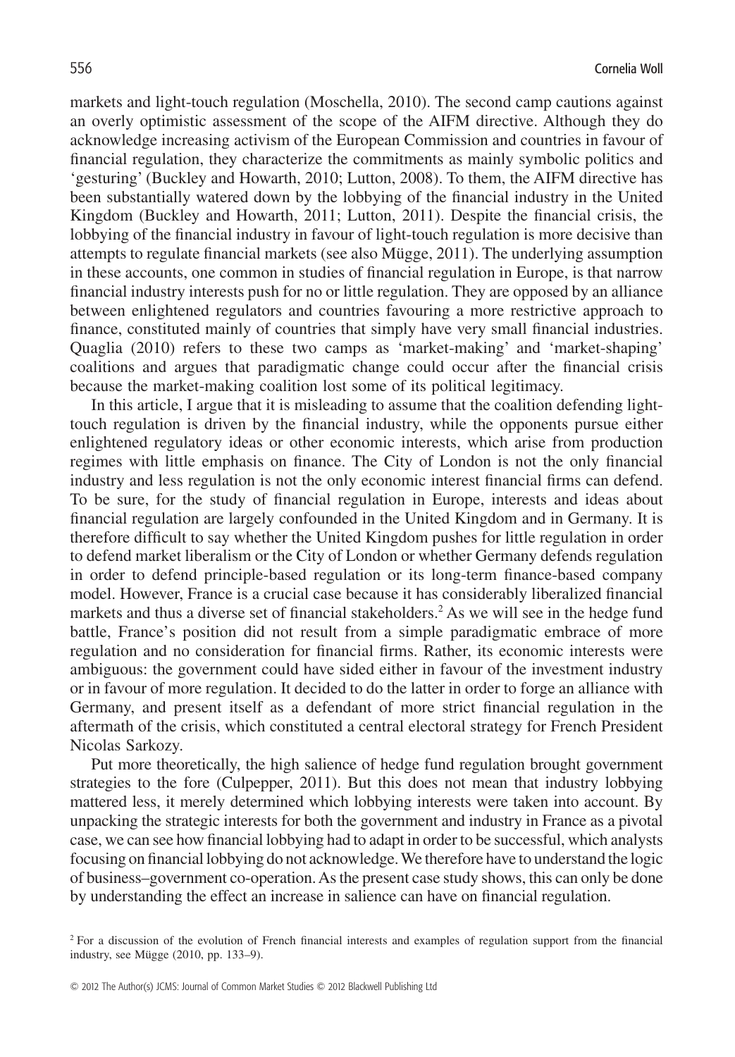markets and light-touch regulation (Moschella, 2010). The second camp cautions against an overly optimistic assessment of the scope of the AIFM directive. Although they do acknowledge increasing activism of the European Commission and countries in favour of financial regulation, they characterize the commitments as mainly symbolic politics and 'gesturing' (Buckley and Howarth, 2010; Lutton, 2008). To them, the AIFM directive has been substantially watered down by the lobbying of the financial industry in the United Kingdom (Buckley and Howarth, 2011; Lutton, 2011). Despite the financial crisis, the lobbying of the financial industry in favour of light-touch regulation is more decisive than attempts to regulate financial markets (see also Mügge, 2011). The underlying assumption in these accounts, one common in studies of financial regulation in Europe, is that narrow financial industry interests push for no or little regulation. They are opposed by an alliance between enlightened regulators and countries favouring a more restrictive approach to finance, constituted mainly of countries that simply have very small financial industries. Quaglia (2010) refers to these two camps as 'market-making' and 'market-shaping' coalitions and argues that paradigmatic change could occur after the financial crisis because the market-making coalition lost some of its political legitimacy.

In this article, I argue that it is misleading to assume that the coalition defending light-touch regulation is driven by the financial industry, while the opponents pursue either enlightened regulatory ideas or other economic interests, which arise from production regimes with little emphasis on finance. The City of London is not the only financial industry and less regulation is not the only economic interest financial firms can defend. To be sure, for the study of financial regulation in Europe, interests and ideas about financial regulation are largely confounded in the United Kingdom and in Germany. It is therefore difficult to say whether the United Kingdom pushes for little regulation in order to defend market liberalism or the City of London or whether Germany defends regulation in order to defend principle-based regulation or its long-term finance-based company model. However, France is a crucial case because it has considerably liberalized financial markets and thus a diverse set of financial stakeholders.[2] As we will see in the hedge fund battle, France's position did not result from a simple paradigmatic embrace of more regulation and no consideration for financial firms. Rather, its economic interests were ambiguous: the government could have sided either in favour of the investment industry or in favour of more regulation. It decided to do the latter in order to forge an alliance with Germany, and present itself as a defendant of more strict financial regulation in the aftermath of the crisis, which constituted a central electoral strategy for French President Nicolas Sarkozy.

Put more theoretically, the high salience of hedge fund regulation brought government strategies to the fore (Culpepper, 2011). But this does not mean that industry lobbying mattered less, it merely determined which lobbying interests were taken into account. By unpacking the strategic interests for both the government and industry in France as a pivotal case, we can see how financial lobbying had to adapt in order to be successful, which analysts focusing on financial lobbying do not acknowledge. We therefore have to understand the logic of business–government co-operation. As the present case study shows, this can only be done by understanding the effect an increase in salience can have on financial regulation.

[2] For a discussion of the evolution of French financial interests and examples of regulation support from the financial industry, see Mügge (2010, pp. 133–9).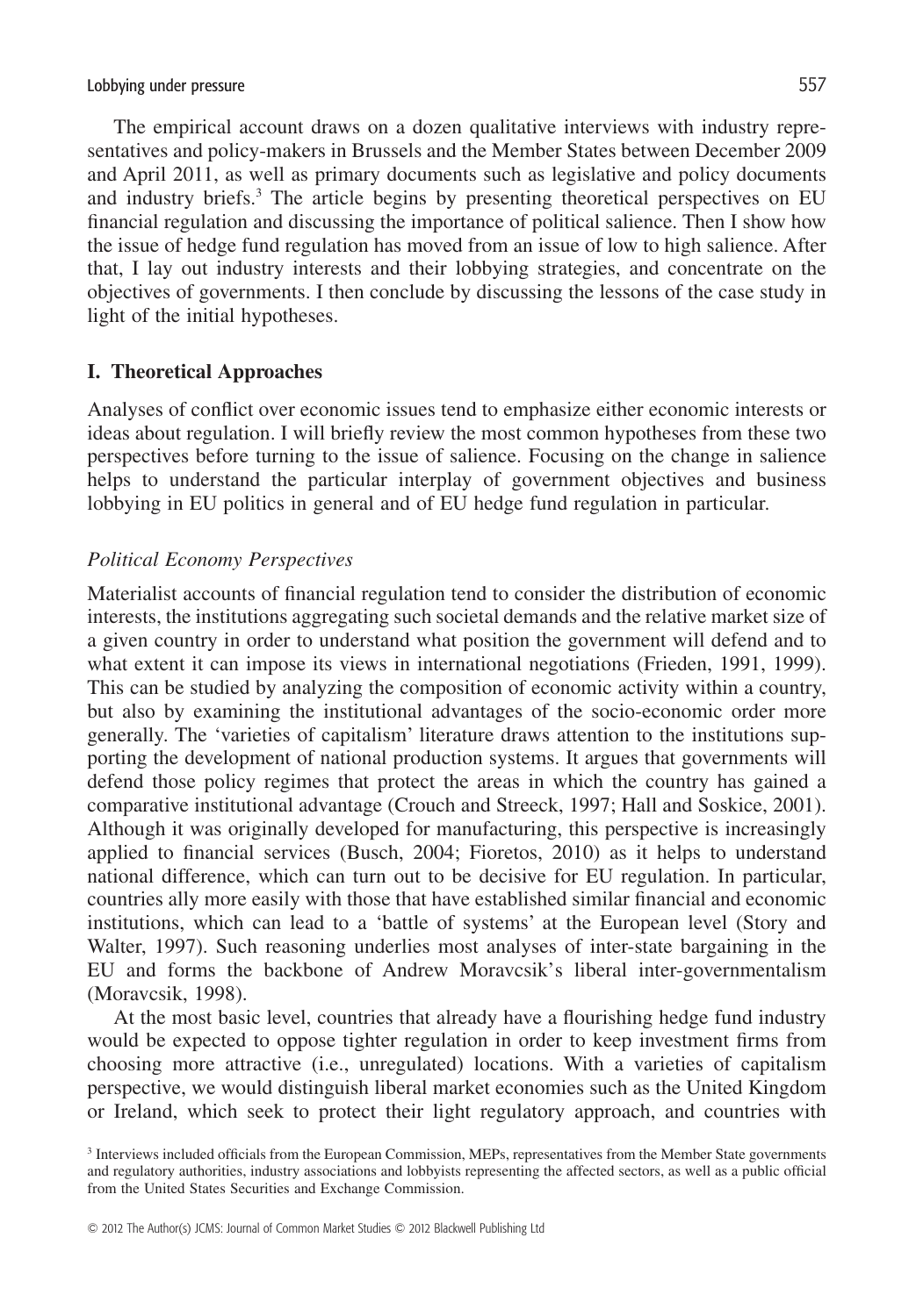The empirical account draws on a dozen qualitative interviews with industry representatives and policy-makers in Brussels and the Member States between December 2009 and April 2011, as well as primary documents such as legislative and policy documents and industry briefs.[3] The article begins by presenting theoretical perspectives on EU financial regulation and discussing the importance of political salience. Then I show how the issue of hedge fund regulation has moved from an issue of low to high salience. After that, I lay out industry interests and their lobbying strategies, and concentrate on the objectives of governments. I then conclude by discussing the lessons of the case study in light of the initial hypotheses.

## I. Theoretical Approaches

Analyses of conflict over economic issues tend to emphasize either economic interests or ideas about regulation. I will briefly review the most common hypotheses from these two perspectives before turning to the issue of salience. Focusing on the change in salience helps to understand the particular interplay of government objectives and business lobbying in EU politics in general and of EU hedge fund regulation in particular.

### *Political Economy Perspectives*

Materialist accounts of financial regulation tend to consider the distribution of economic interests, the institutions aggregating such societal demands and the relative market size of a given country in order to understand what position the government will defend and to what extent it can impose its views in international negotiations (Frieden, 1991, 1999). This can be studied by analyzing the composition of economic activity within a country, but also by examining the institutional advantages of the socio-economic order more generally. The 'varieties of capitalism' literature draws attention to the institutions supporting the development of national production systems. It argues that governments will defend those policy regimes that protect the areas in which the country has gained a comparative institutional advantage (Crouch and Streeck, 1997; Hall and Soskice, 2001). Although it was originally developed for manufacturing, this perspective is increasingly applied to financial services (Busch, 2004; Fioretos, 2010) as it helps to understand national difference, which can turn out to be decisive for EU regulation. In particular, countries ally more easily with those that have established similar financial and economic institutions, which can lead to a 'battle of systems' at the European level (Story and Walter, 1997). Such reasoning underlies most analyses of inter-state bargaining in the EU and forms the backbone of Andrew Moravcsik's liberal inter-governmentalism (Moravcsik, 1998).

At the most basic level, countries that already have a flourishing hedge fund industry would be expected to oppose tighter regulation in order to keep investment firms from choosing more attractive (i.e., unregulated) locations. With a varieties of capitalism perspective, we would distinguish liberal market economies such as the United Kingdom or Ireland, which seek to protect their light regulatory approach, and countries with

[3] Interviews included officials from the European Commission, MEPs, representatives from the Member State governments and regulatory authorities, industry associations and lobbyists representing the affected sectors, as well as a public official from the United States Securities and Exchange Commission.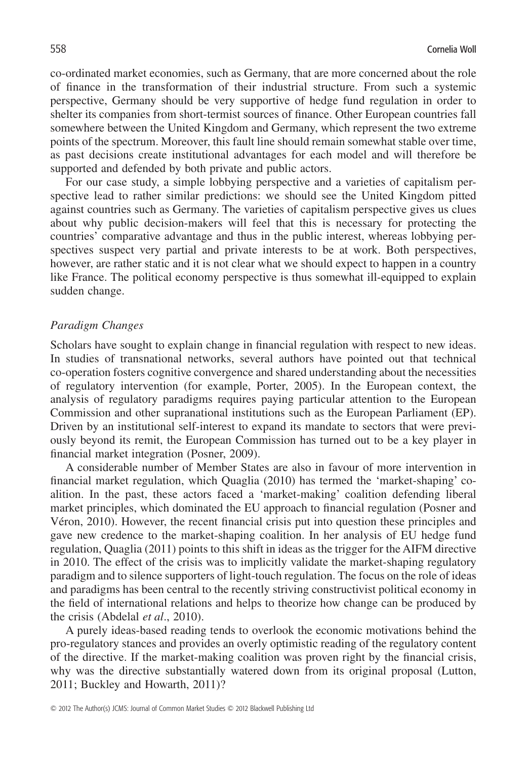co-ordinated market economies, such as Germany, that are more concerned about the role of finance in the transformation of their industrial structure. From such a systemic perspective, Germany should be very supportive of hedge fund regulation in order to shelter its companies from short-termist sources of finance. Other European countries fall somewhere between the United Kingdom and Germany, which represent the two extreme points of the spectrum. Moreover, this fault line should remain somewhat stable over time, as past decisions create institutional advantages for each model and will therefore be supported and defended by both private and public actors.

For our case study, a simple lobbying perspective and a varieties of capitalism perspective lead to rather similar predictions: we should see the United Kingdom pitted against countries such as Germany. The varieties of capitalism perspective gives us clues about why public decision-makers will feel that this is necessary for protecting the countries' comparative advantage and thus in the public interest, whereas lobbying perspectives suspect very partial and private interests to be at work. Both perspectives, however, are rather static and it is not clear what we should expect to happen in a country like France. The political economy perspective is thus somewhat ill-equipped to explain sudden change.

### *Paradigm Changes*

Scholars have sought to explain change in financial regulation with respect to new ideas. In studies of transnational networks, several authors have pointed out that technical co-operation fosters cognitive convergence and shared understanding about the necessities of regulatory intervention (for example, Porter, 2005). In the European context, the analysis of regulatory paradigms requires paying particular attention to the European Commission and other supranational institutions such as the European Parliament (EP). Driven by an institutional self-interest to expand its mandate to sectors that were previously beyond its remit, the European Commission has turned out to be a key player in financial market integration (Posner, 2009).

A considerable number of Member States are also in favour of more intervention in financial market regulation, which Quaglia (2010) has termed the 'market-shaping' coalition. In the past, these actors faced a 'market-making' coalition defending liberal market principles, which dominated the EU approach to financial regulation (Posner and Véron, 2010). However, the recent financial crisis put into question these principles and gave new credence to the market-shaping coalition. In her analysis of EU hedge fund regulation, Quaglia (2011) points to this shift in ideas as the trigger for the AIFM directive in 2010. The effect of the crisis was to implicitly validate the market-shaping regulatory paradigm and to silence supporters of light-touch regulation. The focus on the role of ideas and paradigms has been central to the recently striving constructivist political economy in the field of international relations and helps to theorize how change can be produced by the crisis (Abdelal *et al*., 2010).

A purely ideas-based reading tends to overlook the economic motivations behind the pro-regulatory stances and provides an overly optimistic reading of the regulatory content of the directive. If the market-making coalition was proven right by the financial crisis, why was the directive substantially watered down from its original proposal (Lutton, 2011; Buckley and Howarth, 2011)?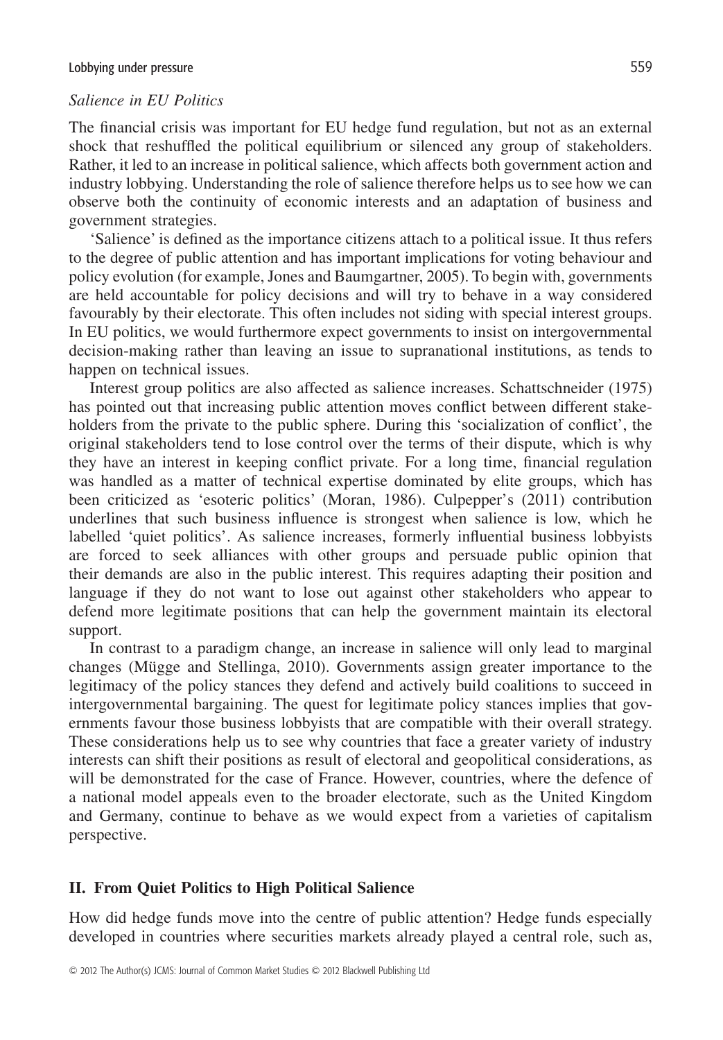*Salience in EU Politics*

The financial crisis was important for EU hedge fund regulation, but not as an external shock that reshuffled the political equilibrium or silenced any group of stakeholders. Rather, it led to an increase in political salience, which affects both government action and industry lobbying. Understanding the role of salience therefore helps us to see how we can observe both the continuity of economic interests and an adaptation of business and government strategies.

'Salience' is defined as the importance citizens attach to a political issue. It thus refers to the degree of public attention and has important implications for voting behaviour and policy evolution (for example, Jones and Baumgartner, 2005). To begin with, governments are held accountable for policy decisions and will try to behave in a way considered favourably by their electorate. This often includes not siding with special interest groups. In EU politics, we would furthermore expect governments to insist on intergovernmental decision-making rather than leaving an issue to supranational institutions, as tends to happen on technical issues.

Interest group politics are also affected as salience increases. Schattschneider (1975) has pointed out that increasing public attention moves conflict between different stakeholders from the private to the public sphere. During this 'socialization of conflict', the original stakeholders tend to lose control over the terms of their dispute, which is why they have an interest in keeping conflict private. For a long time, financial regulation was handled as a matter of technical expertise dominated by elite groups, which has been criticized as 'esoteric politics' (Moran, 1986). Culpepper's (2011) contribution underlines that such business influence is strongest when salience is low, which he labelled 'quiet politics'. As salience increases, formerly influential business lobbyists are forced to seek alliances with other groups and persuade public opinion that their demands are also in the public interest. This requires adapting their position and language if they do not want to lose out against other stakeholders who appear to defend more legitimate positions that can help the government maintain its electoral support.

In contrast to a paradigm change, an increase in salience will only lead to marginal changes (Mügge and Stellinga, 2010). Governments assign greater importance to the legitimacy of the policy stances they defend and actively build coalitions to succeed in intergovernmental bargaining. The quest for legitimate policy stances implies that governments favour those business lobbyists that are compatible with their overall strategy. These considerations help us to see why countries that face a greater variety of industry interests can shift their positions as result of electoral and geopolitical considerations, as will be demonstrated for the case of France. However, countries, where the defence of a national model appeals even to the broader electorate, such as the United Kingdom and Germany, continue to behave as we would expect from a varieties of capitalism perspective.

## II. From Quiet Politics to High Political Salience

How did hedge funds move into the centre of public attention? Hedge funds especially developed in countries where securities markets already played a central role, such as,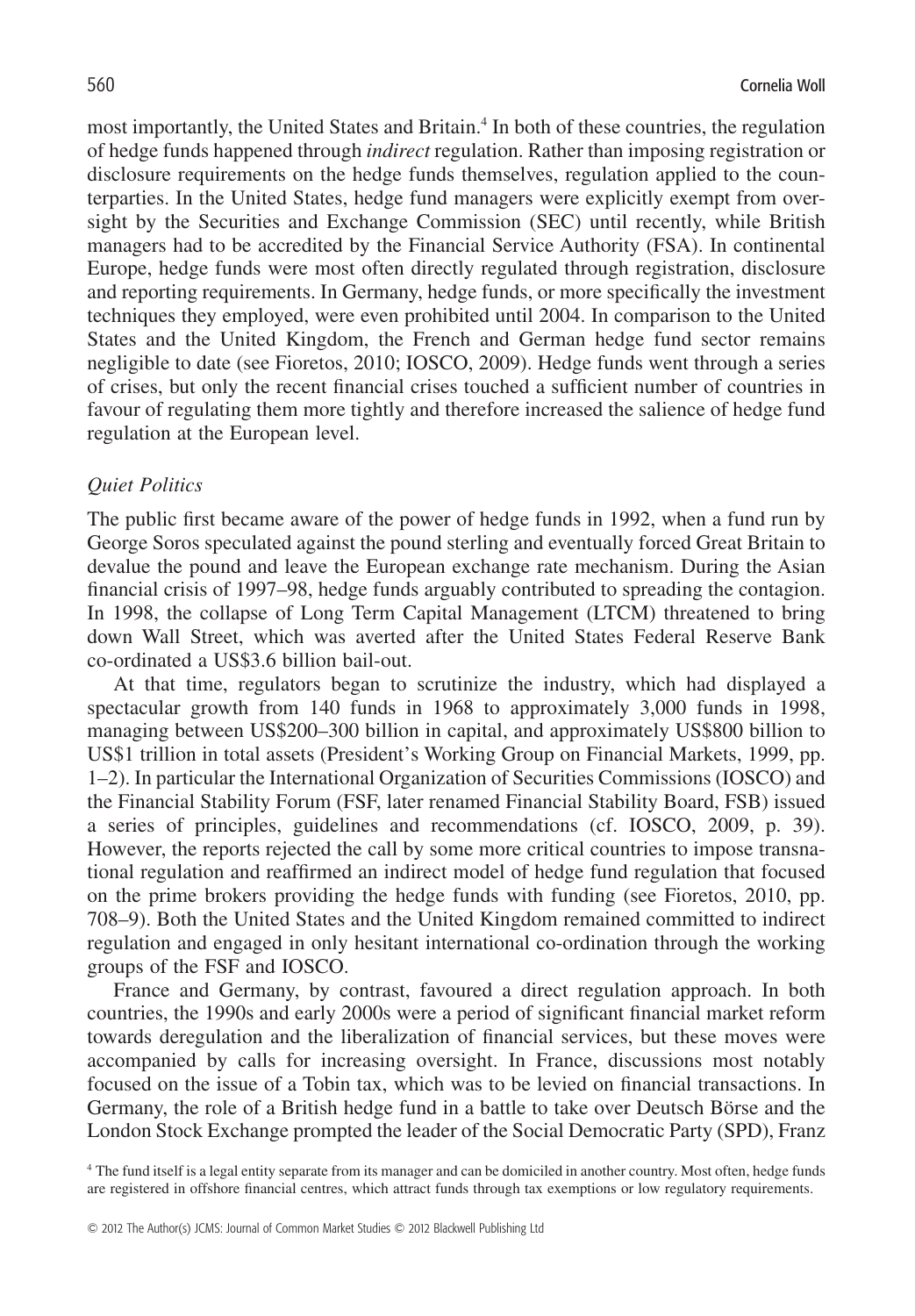most importantly, the United States and Britain.[4] In both of these countries, the regulation of hedge funds happened through *indirect* regulation. Rather than imposing registration or disclosure requirements on the hedge funds themselves, regulation applied to the counterparties. In the United States, hedge fund managers were explicitly exempt from oversight by the Securities and Exchange Commission (SEC) until recently, while British managers had to be accredited by the Financial Service Authority (FSA). In continental Europe, hedge funds were most often directly regulated through registration, disclosure and reporting requirements. In Germany, hedge funds, or more specifically the investment techniques they employed, were even prohibited until 2004. In comparison to the United States and the United Kingdom, the French and German hedge fund sector remains negligible to date (see Fioretos, 2010; IOSCO, 2009). Hedge funds went through a series of crises, but only the recent financial crises touched a sufficient number of countries in favour of regulating them more tightly and therefore increased the salience of hedge fund regulation at the European level.

### *Quiet Politics*

The public first became aware of the power of hedge funds in 1992, when a fund run by George Soros speculated against the pound sterling and eventually forced Great Britain to devalue the pound and leave the European exchange rate mechanism. During the Asian financial crisis of 1997–98, hedge funds arguably contributed to spreading the contagion. In 1998, the collapse of Long Term Capital Management (LTCM) threatened to bring down Wall Street, which was averted after the United States Federal Reserve Bank co-ordinated a US$3.6 billion bail-out.

At that time, regulators began to scrutinize the industry, which had displayed a spectacular growth from 140 funds in 1968 to approximately 3,000 funds in 1998, managing between US$200–300 billion in capital, and approximately US$800 billion to US$1 trillion in total assets (President's Working Group on Financial Markets, 1999, pp. 1–2). In particular the International Organization of Securities Commissions (IOSCO) and the Financial Stability Forum (FSF, later renamed Financial Stability Board, FSB) issued a series of principles, guidelines and recommendations (cf. IOSCO, 2009, p. 39). However, the reports rejected the call by some more critical countries to impose transnational regulation and reaffirmed an indirect model of hedge fund regulation that focused on the prime brokers providing the hedge funds with funding (see Fioretos, 2010, pp. 708–9). Both the United States and the United Kingdom remained committed to indirect regulation and engaged in only hesitant international co-ordination through the working groups of the FSF and IOSCO.

France and Germany, by contrast, favoured a direct regulation approach. In both countries, the 1990s and early 2000s were a period of significant financial market reform towards deregulation and the liberalization of financial services, but these moves were accompanied by calls for increasing oversight. In France, discussions most notably focused on the issue of a Tobin tax, which was to be levied on financial transactions. In Germany, the role of a British hedge fund in a battle to take over Deutsch Börse and the London Stock Exchange prompted the leader of the Social Democratic Party (SPD), Franz

[4] The fund itself is a legal entity separate from its manager and can be domiciled in another country. Most often, hedge funds are registered in offshore financial centres, which attract funds through tax exemptions or low regulatory requirements.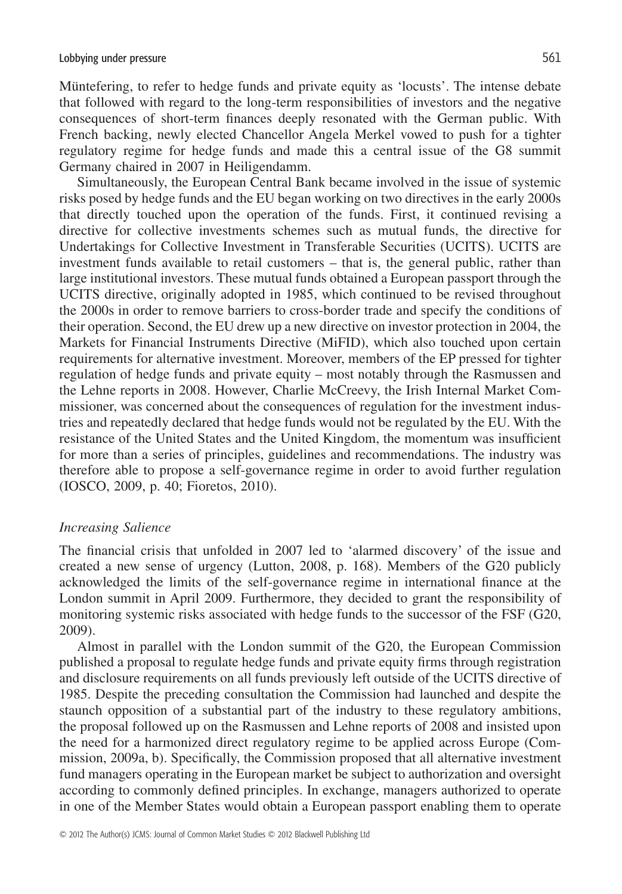Müntefering, to refer to hedge funds and private equity as 'locusts'. The intense debate that followed with regard to the long-term responsibilities of investors and the negative consequences of short-term finances deeply resonated with the German public. With French backing, newly elected Chancellor Angela Merkel vowed to push for a tighter regulatory regime for hedge funds and made this a central issue of the G8 summit Germany chaired in 2007 in Heiligendamm.

Simultaneously, the European Central Bank became involved in the issue of systemic risks posed by hedge funds and the EU began working on two directives in the early 2000s that directly touched upon the operation of the funds. First, it continued revising a directive for collective investments schemes such as mutual funds, the directive for Undertakings for Collective Investment in Transferable Securities (UCITS). UCITS are investment funds available to retail customers – that is, the general public, rather than large institutional investors. These mutual funds obtained a European passport through the UCITS directive, originally adopted in 1985, which continued to be revised throughout the 2000s in order to remove barriers to cross-border trade and specify the conditions of their operation. Second, the EU drew up a new directive on investor protection in 2004, the Markets for Financial Instruments Directive (MiFID), which also touched upon certain requirements for alternative investment. Moreover, members of the EP pressed for tighter regulation of hedge funds and private equity – most notably through the Rasmussen and the Lehne reports in 2008. However, Charlie McCreevy, the Irish Internal Market Commissioner, was concerned about the consequences of regulation for the investment industries and repeatedly declared that hedge funds would not be regulated by the EU. With the resistance of the United States and the United Kingdom, the momentum was insufficient for more than a series of principles, guidelines and recommendations. The industry was therefore able to propose a self-governance regime in order to avoid further regulation (IOSCO, 2009, p. 40; Fioretos, 2010).

### *Increasing Salience*

The financial crisis that unfolded in 2007 led to 'alarmed discovery' of the issue and created a new sense of urgency (Lutton, 2008, p. 168). Members of the G20 publicly acknowledged the limits of the self-governance regime in international finance at the London summit in April 2009. Furthermore, they decided to grant the responsibility of monitoring systemic risks associated with hedge funds to the successor of the FSF (G20, 2009).

Almost in parallel with the London summit of the G20, the European Commission published a proposal to regulate hedge funds and private equity firms through registration and disclosure requirements on all funds previously left outside of the UCITS directive of 1985. Despite the preceding consultation the Commission had launched and despite the staunch opposition of a substantial part of the industry to these regulatory ambitions, the proposal followed up on the Rasmussen and Lehne reports of 2008 and insisted upon the need for a harmonized direct regulatory regime to be applied across Europe (Commission, 2009a, b). Specifically, the Commission proposed that all alternative investment fund managers operating in the European market be subject to authorization and oversight according to commonly defined principles. In exchange, managers authorized to operate in one of the Member States would obtain a European passport enabling them to operate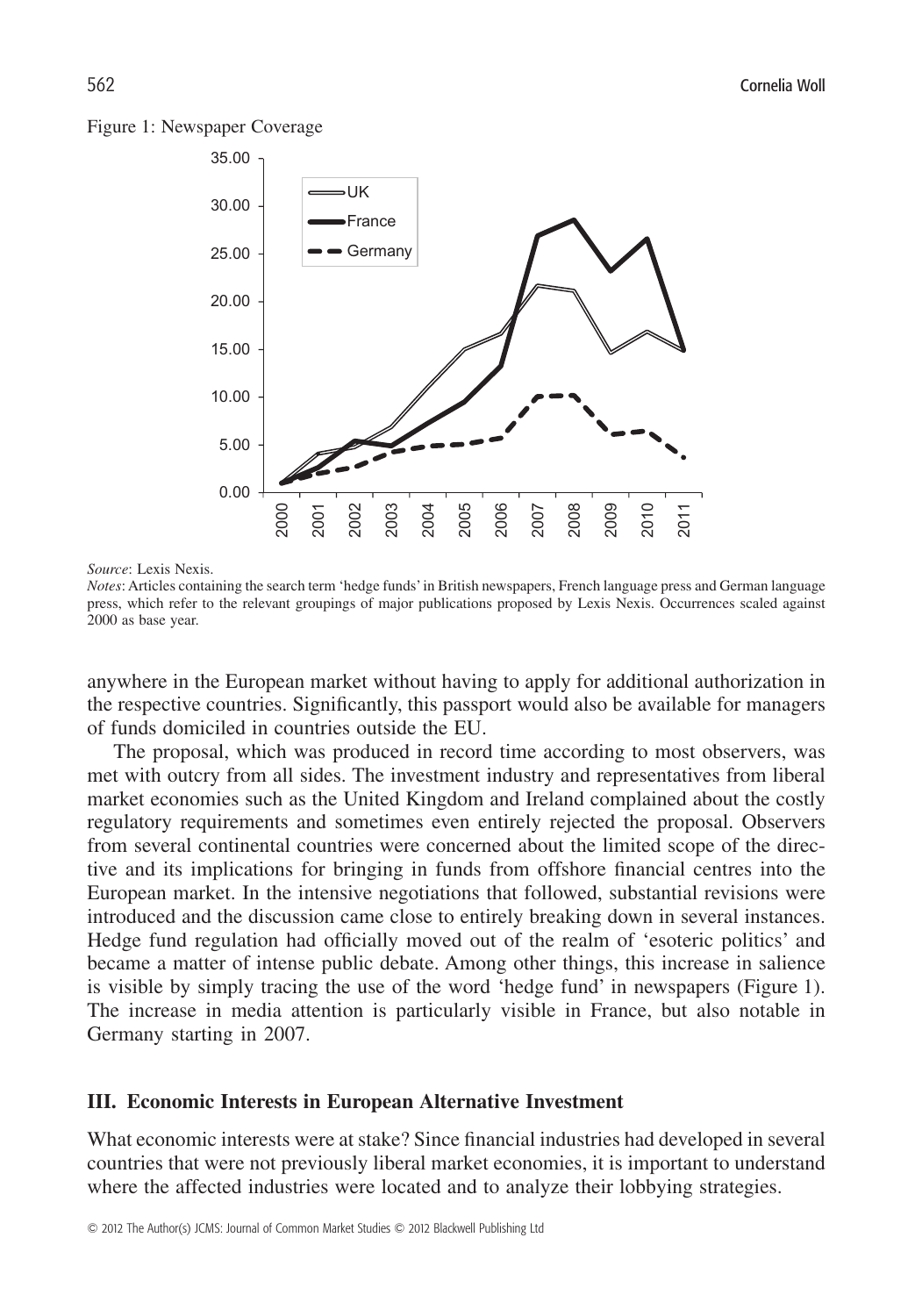Figure 1: Newspaper Coverage

*Source*: Lexis Nexis.

*Notes*: Articles containing the search term 'hedge funds' in British newspapers, French language press and German language press, which refer to the relevant groupings of major publications proposed by Lexis Nexis. Occurrences scaled against 2000 as base year.

anywhere in the European market without having to apply for additional authorization in the respective countries. Significantly, this passport would also be available for managers of funds domiciled in countries outside the EU.

The proposal, which was produced in record time according to most observers, was met with outcry from all sides. The investment industry and representatives from liberal market economies such as the United Kingdom and Ireland complained about the costly regulatory requirements and sometimes even entirely rejected the proposal. Observers from several continental countries were concerned about the limited scope of the directive and its implications for bringing in funds from offshore financial centres into the European market. In the intensive negotiations that followed, substantial revisions were introduced and the discussion came close to entirely breaking down in several instances. Hedge fund regulation had officially moved out of the realm of 'esoteric politics' and became a matter of intense public debate. Among other things, this increase in salience is visible by simply tracing the use of the word 'hedge fund' in newspapers (Figure 1). The increase in media attention is particularly visible in France, but also notable in Germany starting in 2007.

## III. Economic Interests in European Alternative Investment

What economic interests were at stake? Since financial industries had developed in several countries that were not previously liberal market economies, it is important to understand where the affected industries were located and to analyze their lobbying strategies.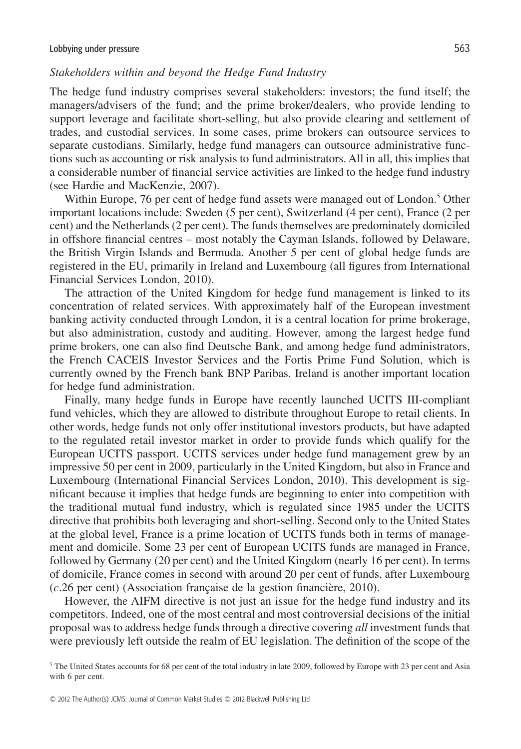*Stakeholders within and beyond the Hedge Fund Industry*

The hedge fund industry comprises several stakeholders: investors; the fund itself; the managers/advisers of the fund; and the prime broker/dealers, who provide lending to support leverage and facilitate short-selling, but also provide clearing and settlement of trades, and custodial services. In some cases, prime brokers can outsource services to separate custodians. Similarly, hedge fund managers can outsource administrative functions such as accounting or risk analysis to fund administrators. All in all, this implies that a considerable number of financial service activities are linked to the hedge fund industry (see Hardie and MacKenzie, 2007).

Within Europe, 76 per cent of hedge fund assets were managed out of London.[5] Other important locations include: Sweden (5 per cent), Switzerland (4 per cent), France (2 per cent) and the Netherlands (2 per cent). The funds themselves are predominately domiciled in offshore financial centres – most notably the Cayman Islands, followed by Delaware, the British Virgin Islands and Bermuda. Another 5 per cent of global hedge funds are registered in the EU, primarily in Ireland and Luxembourg (all figures from International Financial Services London, 2010).

The attraction of the United Kingdom for hedge fund management is linked to its concentration of related services. With approximately half of the European investment banking activity conducted through London, it is a central location for prime brokerage, but also administration, custody and auditing. However, among the largest hedge fund prime brokers, one can also find Deutsche Bank, and among hedge fund administrators, the French CACEIS Investor Services and the Fortis Prime Fund Solution, which is currently owned by the French bank BNP Paribas. Ireland is another important location for hedge fund administration.

Finally, many hedge funds in Europe have recently launched UCITS III-compliant fund vehicles, which they are allowed to distribute throughout Europe to retail clients. In other words, hedge funds not only offer institutional investors products, but have adapted to the regulated retail investor market in order to provide funds which qualify for the European UCITS passport. UCITS services under hedge fund management grew by an impressive 50 per cent in 2009, particularly in the United Kingdom, but also in France and Luxembourg (International Financial Services London, 2010). This development is significant because it implies that hedge funds are beginning to enter into competition with the traditional mutual fund industry, which is regulated since 1985 under the UCITS directive that prohibits both leveraging and short-selling. Second only to the United States at the global level, France is a prime location of UCITS funds both in terms of management and domicile. Some 23 per cent of European UCITS funds are managed in France, followed by Germany (20 per cent) and the United Kingdom (nearly 16 per cent). In terms of domicile, France comes in second with around 20 per cent of funds, after Luxembourg (*c*.26 per cent) (Association française de la gestion financière, 2010).

However, the AIFM directive is not just an issue for the hedge fund industry and its competitors. Indeed, one of the most central and most controversial decisions of the initial proposal was to address hedge funds through a directive covering *all* investment funds that were previously left outside the realm of EU legislation. The definition of the scope of the

[5] The United States accounts for 68 per cent of the total industry in late 2009, followed by Europe with 23 per cent and Asia with 6 per cent.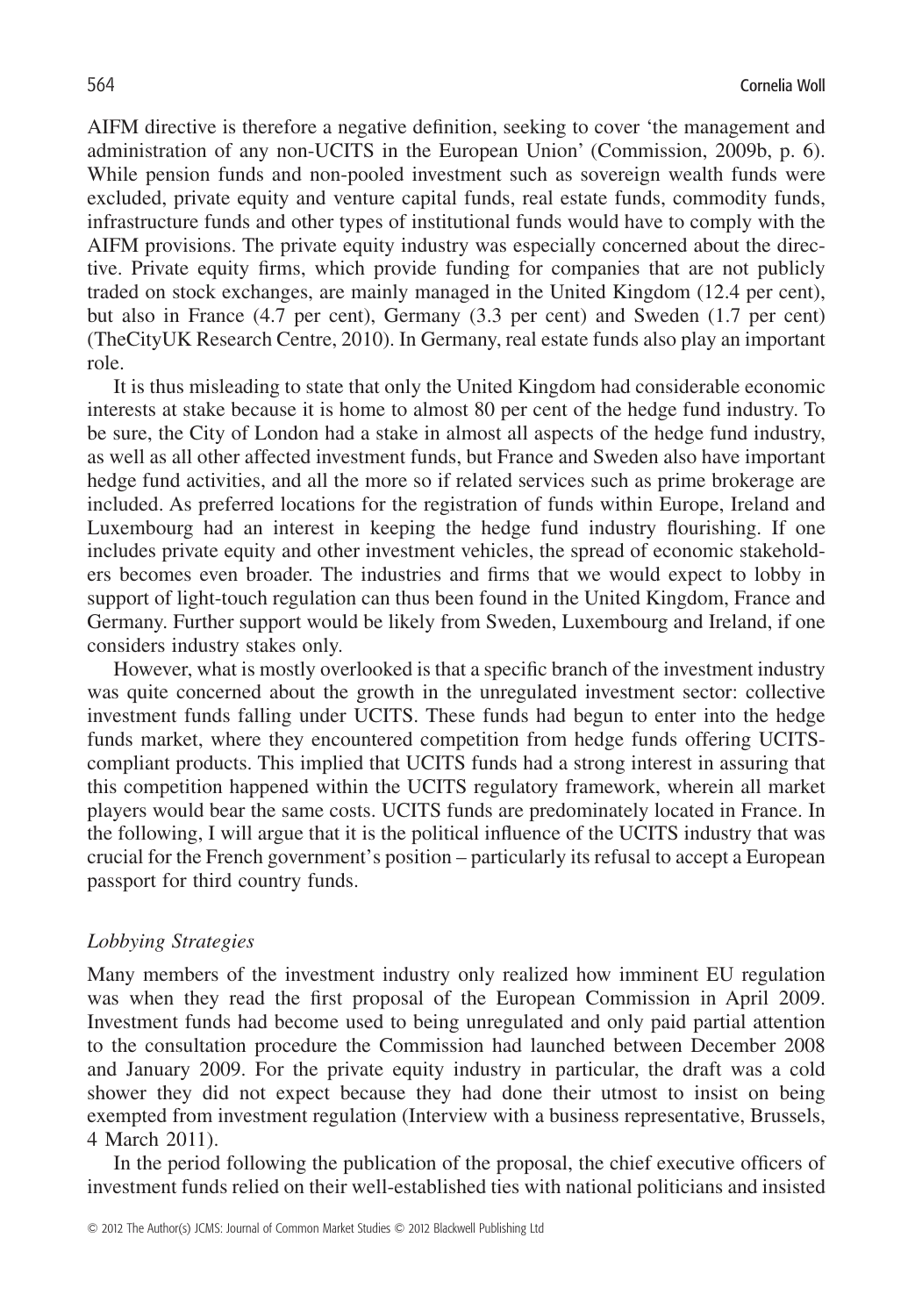AIFM directive is therefore a negative definition, seeking to cover 'the management and administration of any non-UCITS in the European Union' (Commission, 2009b, p. 6). While pension funds and non-pooled investment such as sovereign wealth funds were excluded, private equity and venture capital funds, real estate funds, commodity funds, infrastructure funds and other types of institutional funds would have to comply with the AIFM provisions. The private equity industry was especially concerned about the directive. Private equity firms, which provide funding for companies that are not publicly traded on stock exchanges, are mainly managed in the United Kingdom (12.4 per cent), but also in France (4.7 per cent), Germany (3.3 per cent) and Sweden (1.7 per cent) (TheCityUK Research Centre, 2010). In Germany, real estate funds also play an important role.

It is thus misleading to state that only the United Kingdom had considerable economic interests at stake because it is home to almost 80 per cent of the hedge fund industry. To be sure, the City of London had a stake in almost all aspects of the hedge fund industry, as well as all other affected investment funds, but France and Sweden also have important hedge fund activities, and all the more so if related services such as prime brokerage are included. As preferred locations for the registration of funds within Europe, Ireland and Luxembourg had an interest in keeping the hedge fund industry flourishing. If one includes private equity and other investment vehicles, the spread of economic stakeholders becomes even broader. The industries and firms that we would expect to lobby in support of light-touch regulation can thus been found in the United Kingdom, France and Germany. Further support would be likely from Sweden, Luxembourg and Ireland, if one considers industry stakes only.

However, what is mostly overlooked is that a specific branch of the investment industry was quite concerned about the growth in the unregulated investment sector: collective investment funds falling under UCITS. These funds had begun to enter into the hedge funds market, where they encountered competition from hedge funds offering UCITS-compliant products. This implied that UCITS funds had a strong interest in assuring that this competition happened within the UCITS regulatory framework, wherein all market players would bear the same costs. UCITS funds are predominately located in France. In the following, I will argue that it is the political influence of the UCITS industry that was crucial for the French government's position – particularly its refusal to accept a European passport for third country funds.

### *Lobbying Strategies*

Many members of the investment industry only realized how imminent EU regulation was when they read the first proposal of the European Commission in April 2009. Investment funds had become used to being unregulated and only paid partial attention to the consultation procedure the Commission had launched between December 2008 and January 2009. For the private equity industry in particular, the draft was a cold shower they did not expect because they had done their utmost to insist on being exempted from investment regulation (Interview with a business representative, Brussels, 4 March 2011).

In the period following the publication of the proposal, the chief executive officers of investment funds relied on their well-established ties with national politicians and insisted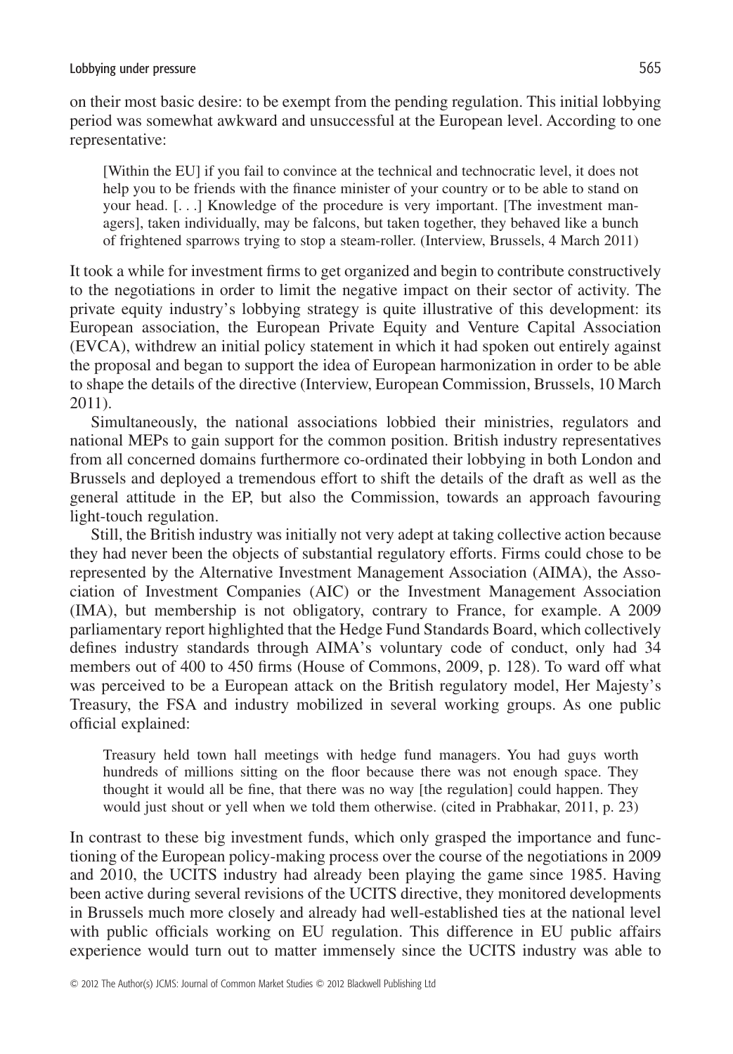on their most basic desire: to be exempt from the pending regulation. This initial lobbying period was somewhat awkward and unsuccessful at the European level. According to one representative:

> [Within the EU] if you fail to convince at the technical and technocratic level, it does not help you to be friends with the finance minister of your country or to be able to stand on your head. [. . .] Knowledge of the procedure is very important. [The investment managers], taken individually, may be falcons, but taken together, they behaved like a bunch of frightened sparrows trying to stop a steam-roller. (Interview, Brussels, 4 March 2011)

It took a while for investment firms to get organized and begin to contribute constructively to the negotiations in order to limit the negative impact on their sector of activity. The private equity industry's lobbying strategy is quite illustrative of this development: its European association, the European Private Equity and Venture Capital Association (EVCA), withdrew an initial policy statement in which it had spoken out entirely against the proposal and began to support the idea of European harmonization in order to be able to shape the details of the directive (Interview, European Commission, Brussels, 10 March 2011).

Simultaneously, the national associations lobbied their ministries, regulators and national MEPs to gain support for the common position. British industry representatives from all concerned domains furthermore co-ordinated their lobbying in both London and Brussels and deployed a tremendous effort to shift the details of the draft as well as the general attitude in the EP, but also the Commission, towards an approach favouring light-touch regulation.

Still, the British industry was initially not very adept at taking collective action because they had never been the objects of substantial regulatory efforts. Firms could chose to be represented by the Alternative Investment Management Association (AIMA), the Association of Investment Companies (AIC) or the Investment Management Association (IMA), but membership is not obligatory, contrary to France, for example. A 2009 parliamentary report highlighted that the Hedge Fund Standards Board, which collectively defines industry standards through AIMA's voluntary code of conduct, only had 34 members out of 400 to 450 firms (House of Commons, 2009, p. 128). To ward off what was perceived to be a European attack on the British regulatory model, Her Majesty's Treasury, the FSA and industry mobilized in several working groups. As one public official explained:

> Treasury held town hall meetings with hedge fund managers. You had guys worth hundreds of millions sitting on the floor because there was not enough space. They thought it would all be fine, that there was no way [the regulation] could happen. They would just shout or yell when we told them otherwise. (cited in Prabhakar, 2011, p. 23)

In contrast to these big investment funds, which only grasped the importance and functioning of the European policy-making process over the course of the negotiations in 2009 and 2010, the UCITS industry had already been playing the game since 1985. Having been active during several revisions of the UCITS directive, they monitored developments in Brussels much more closely and already had well-established ties at the national level with public officials working on EU regulation. This difference in EU public affairs experience would turn out to matter immensely since the UCITS industry was able to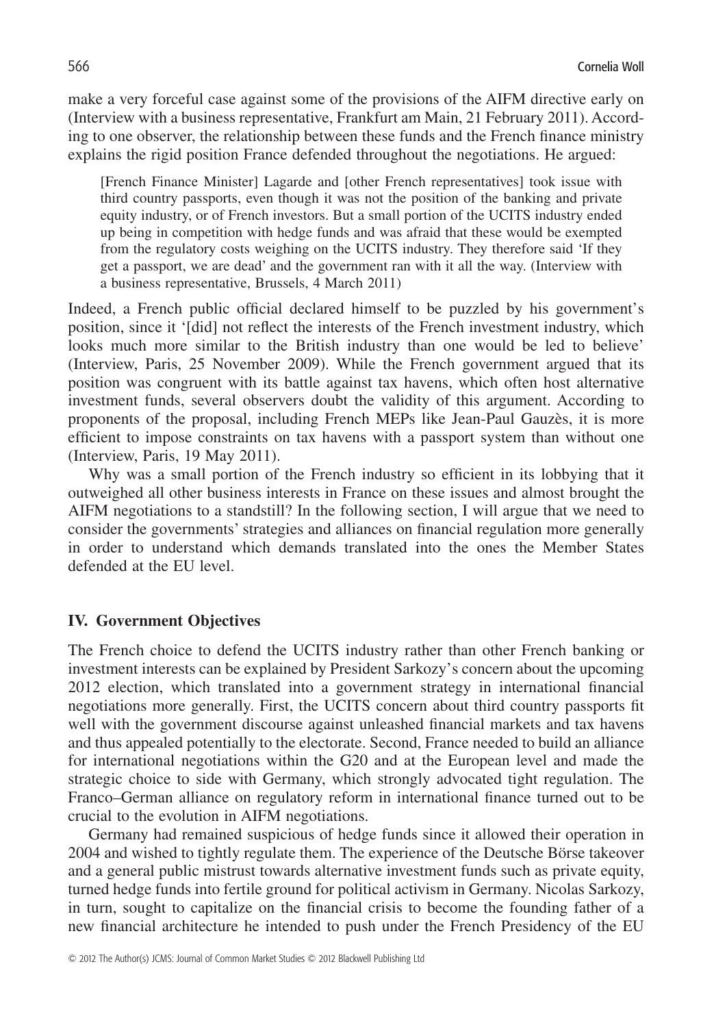make a very forceful case against some of the provisions of the AIFM directive early on (Interview with a business representative, Frankfurt am Main, 21 February 2011). According to one observer, the relationship between these funds and the French finance ministry explains the rigid position France defended throughout the negotiations. He argued:

> [French Finance Minister] Lagarde and [other French representatives] took issue with third country passports, even though it was not the position of the banking and private equity industry, or of French investors. But a small portion of the UCITS industry ended up being in competition with hedge funds and was afraid that these would be exempted from the regulatory costs weighing on the UCITS industry. They therefore said 'If they get a passport, we are dead' and the government ran with it all the way. (Interview with a business representative, Brussels, 4 March 2011)

Indeed, a French public official declared himself to be puzzled by his government's position, since it '[did] not reflect the interests of the French investment industry, which looks much more similar to the British industry than one would be led to believe' (Interview, Paris, 25 November 2009). While the French government argued that its position was congruent with its battle against tax havens, which often host alternative investment funds, several observers doubt the validity of this argument. According to proponents of the proposal, including French MEPs like Jean-Paul Gauzès, it is more efficient to impose constraints on tax havens with a passport system than without one (Interview, Paris, 19 May 2011).

Why was a small portion of the French industry so efficient in its lobbying that it outweighed all other business interests in France on these issues and almost brought the AIFM negotiations to a standstill? In the following section, I will argue that we need to consider the governments' strategies and alliances on financial regulation more generally in order to understand which demands translated into the ones the Member States defended at the EU level.

## IV. Government Objectives

The French choice to defend the UCITS industry rather than other French banking or investment interests can be explained by President Sarkozy's concern about the upcoming 2012 election, which translated into a government strategy in international financial negotiations more generally. First, the UCITS concern about third country passports fit well with the government discourse against unleashed financial markets and tax havens and thus appealed potentially to the electorate. Second, France needed to build an alliance for international negotiations within the G20 and at the European level and made the strategic choice to side with Germany, which strongly advocated tight regulation. The Franco–German alliance on regulatory reform in international finance turned out to be crucial to the evolution in AIFM negotiations.

Germany had remained suspicious of hedge funds since it allowed their operation in 2004 and wished to tightly regulate them. The experience of the Deutsche Börse takeover and a general public mistrust towards alternative investment funds such as private equity, turned hedge funds into fertile ground for political activism in Germany. Nicolas Sarkozy, in turn, sought to capitalize on the financial crisis to become the founding father of a new financial architecture he intended to push under the French Presidency of the EU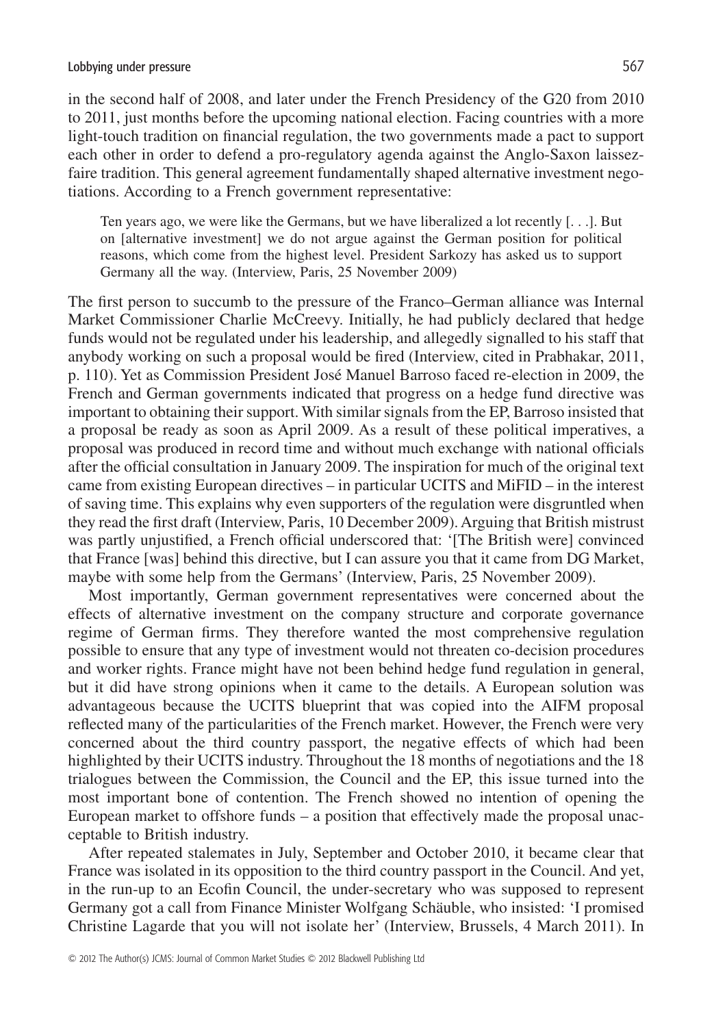in the second half of 2008, and later under the French Presidency of the G20 from 2010 to 2011, just months before the upcoming national election. Facing countries with a more light-touch tradition on financial regulation, the two governments made a pact to support each other in order to defend a pro-regulatory agenda against the Anglo-Saxon laissez-faire tradition. This general agreement fundamentally shaped alternative investment negotiations. According to a French government representative:

> Ten years ago, we were like the Germans, but we have liberalized a lot recently [. . .]. But on [alternative investment] we do not argue against the German position for political reasons, which come from the highest level. President Sarkozy has asked us to support Germany all the way. (Interview, Paris, 25 November 2009)

The first person to succumb to the pressure of the Franco–German alliance was Internal Market Commissioner Charlie McCreevy. Initially, he had publicly declared that hedge funds would not be regulated under his leadership, and allegedly signalled to his staff that anybody working on such a proposal would be fired (Interview, cited in Prabhakar, 2011, p. 110). Yet as Commission President José Manuel Barroso faced re-election in 2009, the French and German governments indicated that progress on a hedge fund directive was important to obtaining their support. With similar signals from the EP, Barroso insisted that a proposal be ready as soon as April 2009. As a result of these political imperatives, a proposal was produced in record time and without much exchange with national officials after the official consultation in January 2009. The inspiration for much of the original text came from existing European directives – in particular UCITS and MiFID – in the interest of saving time. This explains why even supporters of the regulation were disgruntled when they read the first draft (Interview, Paris, 10 December 2009). Arguing that British mistrust was partly unjustified, a French official underscored that: '[The British were] convinced that France [was] behind this directive, but I can assure you that it came from DG Market, maybe with some help from the Germans' (Interview, Paris, 25 November 2009).

Most importantly, German government representatives were concerned about the effects of alternative investment on the company structure and corporate governance regime of German firms. They therefore wanted the most comprehensive regulation possible to ensure that any type of investment would not threaten co-decision procedures and worker rights. France might have not been behind hedge fund regulation in general, but it did have strong opinions when it came to the details. A European solution was advantageous because the UCITS blueprint that was copied into the AIFM proposal reflected many of the particularities of the French market. However, the French were very concerned about the third country passport, the negative effects of which had been highlighted by their UCITS industry. Throughout the 18 months of negotiations and the 18 trialogues between the Commission, the Council and the EP, this issue turned into the most important bone of contention. The French showed no intention of opening the European market to offshore funds – a position that effectively made the proposal unacceptable to British industry.

After repeated stalemates in July, September and October 2010, it became clear that France was isolated in its opposition to the third country passport in the Council. And yet, in the run-up to an Ecofin Council, the under-secretary who was supposed to represent Germany got a call from Finance Minister Wolfgang Schäuble, who insisted: 'I promised Christine Lagarde that you will not isolate her' (Interview, Brussels, 4 March 2011). In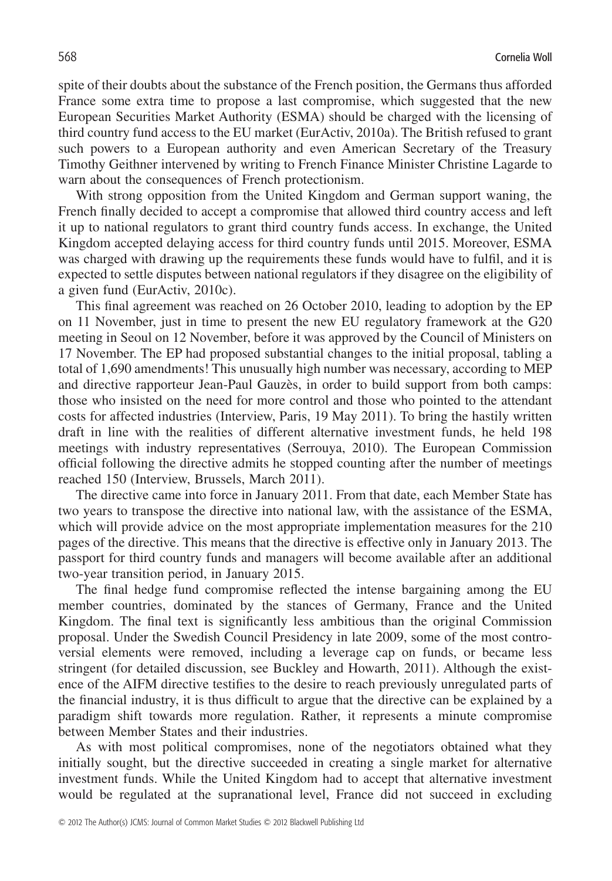spite of their doubts about the substance of the French position, the Germans thus afforded France some extra time to propose a last compromise, which suggested that the new European Securities Market Authority (ESMA) should be charged with the licensing of third country fund access to the EU market (EurActiv, 2010a). The British refused to grant such powers to a European authority and even American Secretary of the Treasury Timothy Geithner intervened by writing to French Finance Minister Christine Lagarde to warn about the consequences of French protectionism.

With strong opposition from the United Kingdom and German support waning, the French finally decided to accept a compromise that allowed third country access and left it up to national regulators to grant third country funds access. In exchange, the United Kingdom accepted delaying access for third country funds until 2015. Moreover, ESMA was charged with drawing up the requirements these funds would have to fulfil, and it is expected to settle disputes between national regulators if they disagree on the eligibility of a given fund (EurActiv, 2010c).

This final agreement was reached on 26 October 2010, leading to adoption by the EP on 11 November, just in time to present the new EU regulatory framework at the G20 meeting in Seoul on 12 November, before it was approved by the Council of Ministers on 17 November. The EP had proposed substantial changes to the initial proposal, tabling a total of 1,690 amendments! This unusually high number was necessary, according to MEP and directive rapporteur Jean-Paul Gauzès, in order to build support from both camps: those who insisted on the need for more control and those who pointed to the attendant costs for affected industries (Interview, Paris, 19 May 2011). To bring the hastily written draft in line with the realities of different alternative investment funds, he held 198 meetings with industry representatives (Serrouya, 2010). The European Commission official following the directive admits he stopped counting after the number of meetings reached 150 (Interview, Brussels, March 2011).

The directive came into force in January 2011. From that date, each Member State has two years to transpose the directive into national law, with the assistance of the ESMA, which will provide advice on the most appropriate implementation measures for the 210 pages of the directive. This means that the directive is effective only in January 2013. The passport for third country funds and managers will become available after an additional two-year transition period, in January 2015.

The final hedge fund compromise reflected the intense bargaining among the EU member countries, dominated by the stances of Germany, France and the United Kingdom. The final text is significantly less ambitious than the original Commission proposal. Under the Swedish Council Presidency in late 2009, some of the most controversial elements were removed, including a leverage cap on funds, or became less stringent (for detailed discussion, see Buckley and Howarth, 2011). Although the existence of the AIFM directive testifies to the desire to reach previously unregulated parts of the financial industry, it is thus difficult to argue that the directive can be explained by a paradigm shift towards more regulation. Rather, it represents a minute compromise between Member States and their industries.

As with most political compromises, none of the negotiators obtained what they initially sought, but the directive succeeded in creating a single market for alternative investment funds. While the United Kingdom had to accept that alternative investment would be regulated at the supranational level, France did not succeed in excluding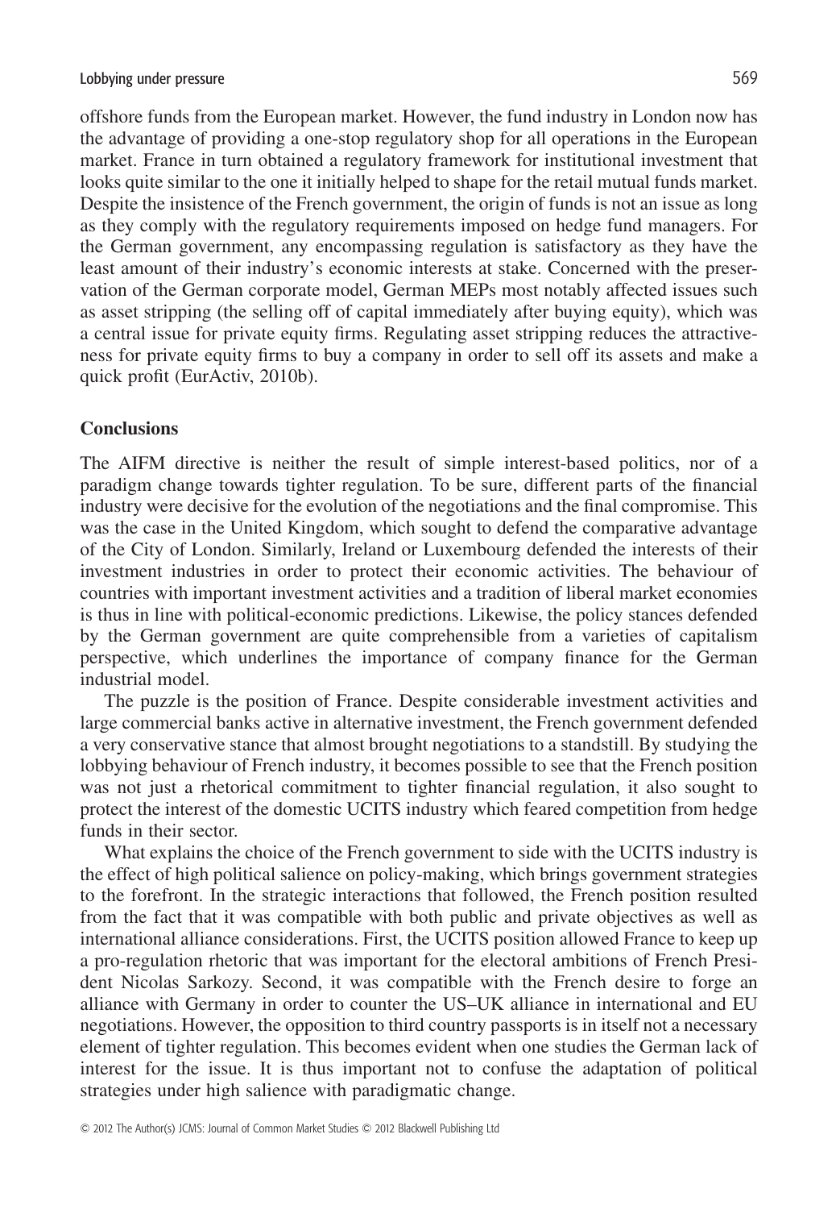offshore funds from the European market. However, the fund industry in London now has the advantage of providing a one-stop regulatory shop for all operations in the European market. France in turn obtained a regulatory framework for institutional investment that looks quite similar to the one it initially helped to shape for the retail mutual funds market. Despite the insistence of the French government, the origin of funds is not an issue as long as they comply with the regulatory requirements imposed on hedge fund managers. For the German government, any encompassing regulation is satisfactory as they have the least amount of their industry's economic interests at stake. Concerned with the preservation of the German corporate model, German MEPs most notably affected issues such as asset stripping (the selling off of capital immediately after buying equity), which was a central issue for private equity firms. Regulating asset stripping reduces the attractiveness for private equity firms to buy a company in order to sell off its assets and make a quick profit (EurActiv, 2010b).

## Conclusions

The AIFM directive is neither the result of simple interest-based politics, nor of a paradigm change towards tighter regulation. To be sure, different parts of the financial industry were decisive for the evolution of the negotiations and the final compromise. This was the case in the United Kingdom, which sought to defend the comparative advantage of the City of London. Similarly, Ireland or Luxembourg defended the interests of their investment industries in order to protect their economic activities. The behaviour of countries with important investment activities and a tradition of liberal market economies is thus in line with political-economic predictions. Likewise, the policy stances defended by the German government are quite comprehensible from a varieties of capitalism perspective, which underlines the importance of company finance for the German industrial model.

The puzzle is the position of France. Despite considerable investment activities and large commercial banks active in alternative investment, the French government defended a very conservative stance that almost brought negotiations to a standstill. By studying the lobbying behaviour of French industry, it becomes possible to see that the French position was not just a rhetorical commitment to tighter financial regulation, it also sought to protect the interest of the domestic UCITS industry which feared competition from hedge funds in their sector.

What explains the choice of the French government to side with the UCITS industry is the effect of high political salience on policy-making, which brings government strategies to the forefront. In the strategic interactions that followed, the French position resulted from the fact that it was compatible with both public and private objectives as well as international alliance considerations. First, the UCITS position allowed France to keep up a pro-regulation rhetoric that was important for the electoral ambitions of French President Nicolas Sarkozy. Second, it was compatible with the French desire to forge an alliance with Germany in order to counter the US–UK alliance in international and EU negotiations. However, the opposition to third country passports is in itself not a necessary element of tighter regulation. This becomes evident when one studies the German lack of interest for the issue. It is thus important not to confuse the adaptation of political strategies under high salience with paradigmatic change.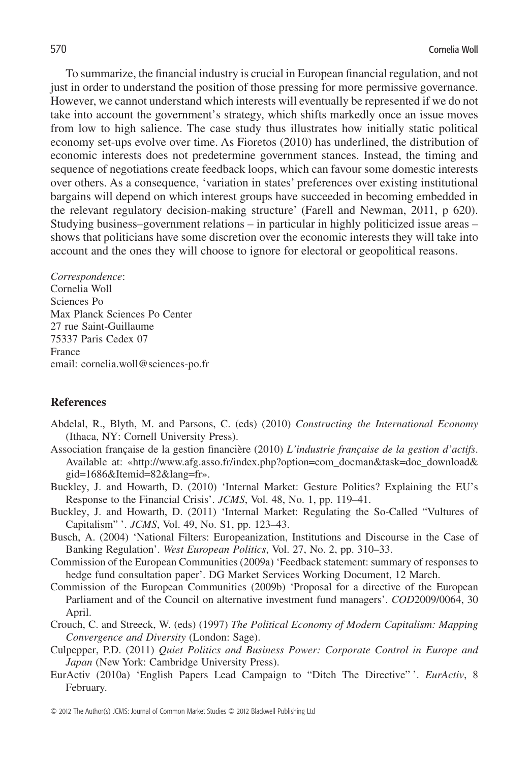To summarize, the financial industry is crucial in European financial regulation, and not just in order to understand the position of those pressing for more permissive governance. However, we cannot understand which interests will eventually be represented if we do not take into account the government's strategy, which shifts markedly once an issue moves from low to high salience. The case study thus illustrates how initially static political economy set-ups evolve over time. As Fioretos (2010) has underlined, the distribution of economic interests does not predetermine government stances. Instead, the timing and sequence of negotiations create feedback loops, which can favour some domestic interests over others. As a consequence, 'variation in states' preferences over existing institutional bargains will depend on which interest groups have succeeded in becoming embedded in the relevant regulatory decision-making structure' (Farell and Newman, 2011, p 620). Studying business–government relations – in particular in highly politicized issue areas – shows that politicians have some discretion over the economic interests they will take into account and the ones they will choose to ignore for electoral or geopolitical reasons.

*Correspondence*:
Cornelia Woll
Sciences Po
Max Planck Sciences Po Center
27 rue Saint-Guillaume
75337 Paris Cedex 07
France
email: cornelia.woll@sciences-po.fr

## References

Abdelal, R., Blyth, M. and Parsons, C. (eds) (2010) *Constructing the International Economy* (Ithaca, NY: Cornell University Press).

Association française de la gestion financière (2010) *L'industrie française de la gestion d'actifs*. Available at: «http://www.afg.asso.fr/index.php?option=com_docman&task=doc_download&gid=1686&Itemid=82&lang=fr».

Buckley, J. and Howarth, D. (2010) 'Internal Market: Gesture Politics? Explaining the EU's Response to the Financial Crisis'. *JCMS*, Vol. 48, No. 1, pp. 119–41.

Buckley, J. and Howarth, D. (2011) 'Internal Market: Regulating the So-Called "Vultures of Capitalism" '. *JCMS*, Vol. 49, No. S1, pp. 123–43.

Busch, A. (2004) 'National Filters: Europeanization, Institutions and Discourse in the Case of Banking Regulation'. *West European Politics*, Vol. 27, No. 2, pp. 310–33.

Commission of the European Communities (2009a) 'Feedback statement: summary of responses to hedge fund consultation paper'. DG Market Services Working Document, 12 March.

Commission of the European Communities (2009b) 'Proposal for a directive of the European Parliament and of the Council on alternative investment fund managers'. *COD*2009/0064, 30 April.

Crouch, C. and Streeck, W. (eds) (1997) *The Political Economy of Modern Capitalism: Mapping Convergence and Diversity* (London: Sage).

Culpepper, P.D. (2011) *Quiet Politics and Business Power: Corporate Control in Europe and Japan* (New York: Cambridge University Press).

EurActiv (2010a) 'English Papers Lead Campaign to "Ditch The Directive" '. *EurActiv*, 8 February.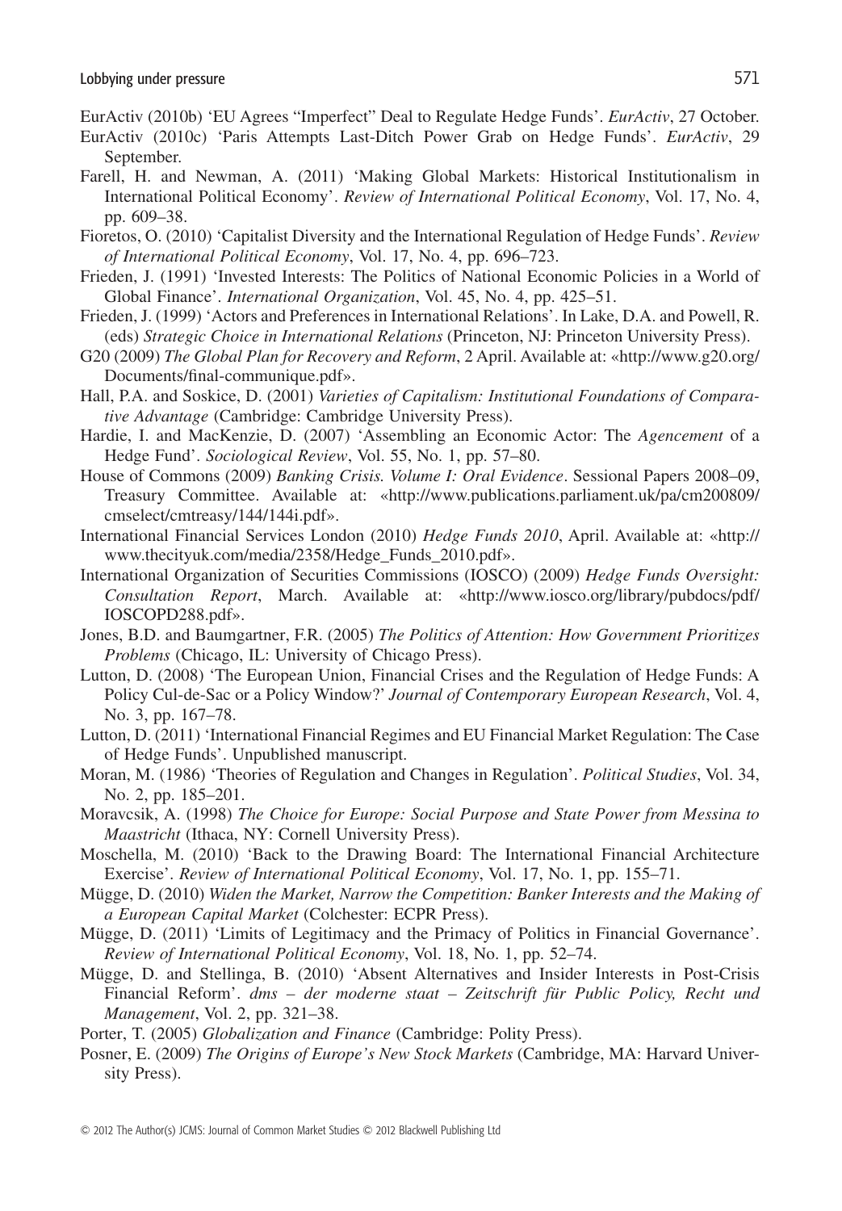EurActiv (2010b) 'EU Agrees "Imperfect" Deal to Regulate Hedge Funds'. *EurActiv*, 27 October.

EurActiv (2010c) 'Paris Attempts Last-Ditch Power Grab on Hedge Funds'. *EurActiv*, 29 September.

Farell, H. and Newman, A. (2011) 'Making Global Markets: Historical Institutionalism in International Political Economy'. *Review of International Political Economy*, Vol. 17, No. 4, pp. 609–38.

Fioretos, O. (2010) 'Capitalist Diversity and the International Regulation of Hedge Funds'. *Review of International Political Economy*, Vol. 17, No. 4, pp. 696–723.

Frieden, J. (1991) 'Invested Interests: The Politics of National Economic Policies in a World of Global Finance'. *International Organization*, Vol. 45, No. 4, pp. 425–51.

Frieden, J. (1999) 'Actors and Preferences in International Relations'. In Lake, D.A. and Powell, R. (eds) *Strategic Choice in International Relations* (Princeton, NJ: Princeton University Press).

G20 (2009) *The Global Plan for Recovery and Reform*, 2 April. Available at: «http://www.g20.org/Documents/final-communique.pdf».

Hall, P.A. and Soskice, D. (2001) *Varieties of Capitalism: Institutional Foundations of Comparative Advantage* (Cambridge: Cambridge University Press).

Hardie, I. and MacKenzie, D. (2007) 'Assembling an Economic Actor: The *Agencement* of a Hedge Fund'. *Sociological Review*, Vol. 55, No. 1, pp. 57–80.

House of Commons (2009) *Banking Crisis. Volume I: Oral Evidence*. Sessional Papers 2008–09, Treasury Committee. Available at: «http://www.publications.parliament.uk/pa/cm200809/cmselect/cmtreasy/144/144i.pdf».

International Financial Services London (2010) *Hedge Funds 2010*, April. Available at: «http://www.thecityuk.com/media/2358/Hedge_Funds_2010.pdf».

International Organization of Securities Commissions (IOSCO) (2009) *Hedge Funds Oversight: Consultation Report*, March. Available at: «http://www.iosco.org/library/pubdocs/pdf/IOSCOPD288.pdf».

Jones, B.D. and Baumgartner, F.R. (2005) *The Politics of Attention: How Government Prioritizes Problems* (Chicago, IL: University of Chicago Press).

Lutton, D. (2008) 'The European Union, Financial Crises and the Regulation of Hedge Funds: A Policy Cul-de-Sac or a Policy Window?' *Journal of Contemporary European Research*, Vol. 4, No. 3, pp. 167–78.

Lutton, D. (2011) 'International Financial Regimes and EU Financial Market Regulation: The Case of Hedge Funds'. Unpublished manuscript.

Moran, M. (1986) 'Theories of Regulation and Changes in Regulation'. *Political Studies*, Vol. 34, No. 2, pp. 185–201.

Moravcsik, A. (1998) *The Choice for Europe: Social Purpose and State Power from Messina to Maastricht* (Ithaca, NY: Cornell University Press).

Moschella, M. (2010) 'Back to the Drawing Board: The International Financial Architecture Exercise'. *Review of International Political Economy*, Vol. 17, No. 1, pp. 155–71.

Mügge, D. (2010) *Widen the Market, Narrow the Competition: Banker Interests and the Making of a European Capital Market* (Colchester: ECPR Press).

Mügge, D. (2011) 'Limits of Legitimacy and the Primacy of Politics in Financial Governance'. *Review of International Political Economy*, Vol. 18, No. 1, pp. 52–74.

Mügge, D. and Stellinga, B. (2010) 'Absent Alternatives and Insider Interests in Post-Crisis Financial Reform'. *dms – der moderne staat – Zeitschrift für Public Policy, Recht und Management*, Vol. 2, pp. 321–38.

Porter, T. (2005) *Globalization and Finance* (Cambridge: Polity Press).

Posner, E. (2009) *The Origins of Europe's New Stock Markets* (Cambridge, MA: Harvard University Press).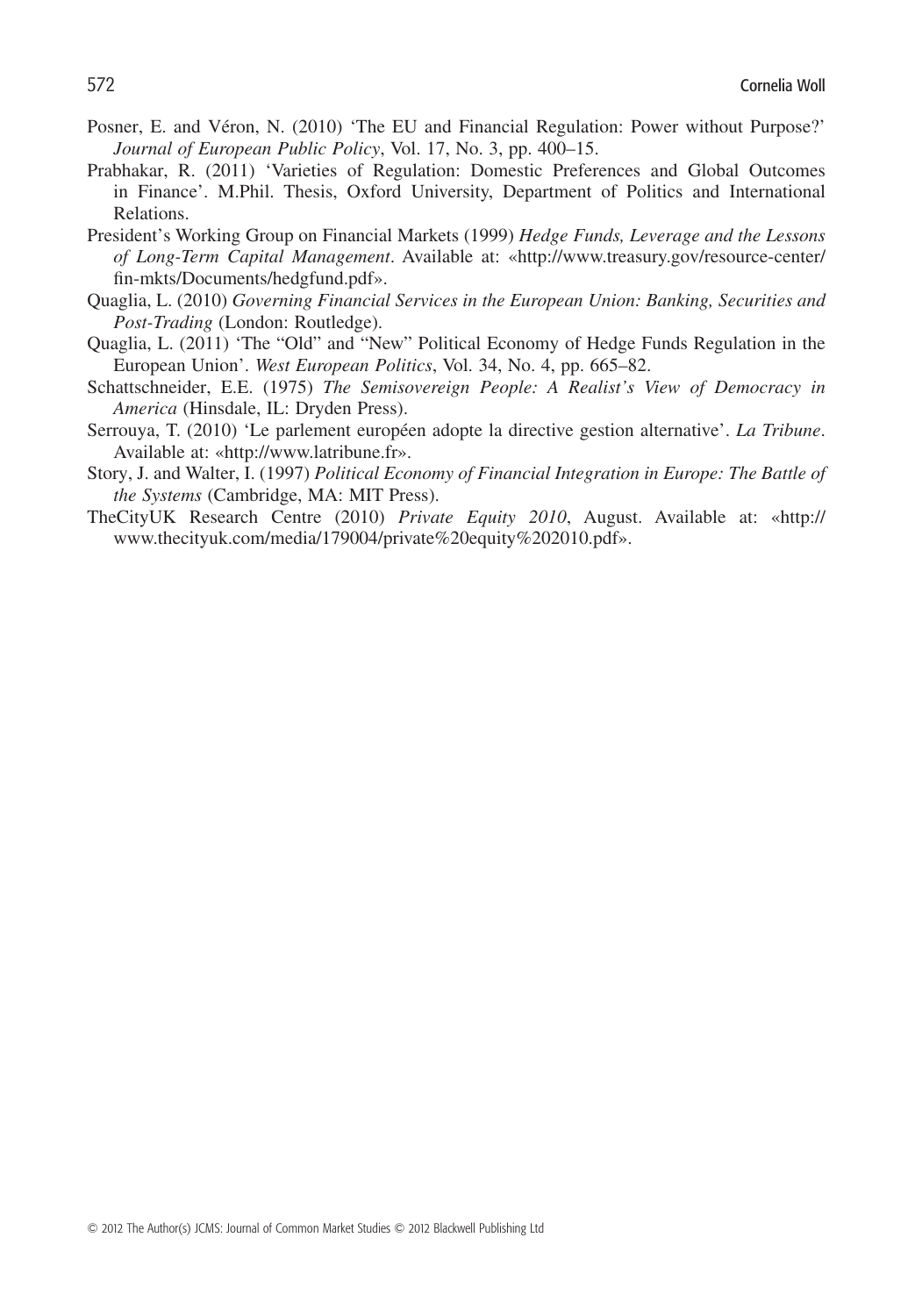Posner, E. and Véron, N. (2010) 'The EU and Financial Regulation: Power without Purpose?' *Journal of European Public Policy*, Vol. 17, No. 3, pp. 400–15.

Prabhakar, R. (2011) 'Varieties of Regulation: Domestic Preferences and Global Outcomes in Finance'. M.Phil. Thesis, Oxford University, Department of Politics and International Relations.

President's Working Group on Financial Markets (1999) *Hedge Funds, Leverage and the Lessons of Long-Term Capital Management*. Available at: «http://www.treasury.gov/resource-center/fin-mkts/Documents/hedgfund.pdf».

Quaglia, L. (2010) *Governing Financial Services in the European Union: Banking, Securities and Post-Trading* (London: Routledge).

Quaglia, L. (2011) 'The "Old" and "New" Political Economy of Hedge Funds Regulation in the European Union'. *West European Politics*, Vol. 34, No. 4, pp. 665–82.

Schattschneider, E.E. (1975) *The Semisovereign People: A Realist's View of Democracy in America* (Hinsdale, IL: Dryden Press).

Serrouya, T. (2010) 'Le parlement européen adopte la directive gestion alternative'. *La Tribune*. Available at: «http://www.latribune.fr».

Story, J. and Walter, I. (1997) *Political Economy of Financial Integration in Europe: The Battle of the Systems* (Cambridge, MA: MIT Press).

TheCityUK Research Centre (2010) *Private Equity 2010*, August. Available at: «http://www.thecityuk.com/media/179004/private%20equity%202010.pdf».